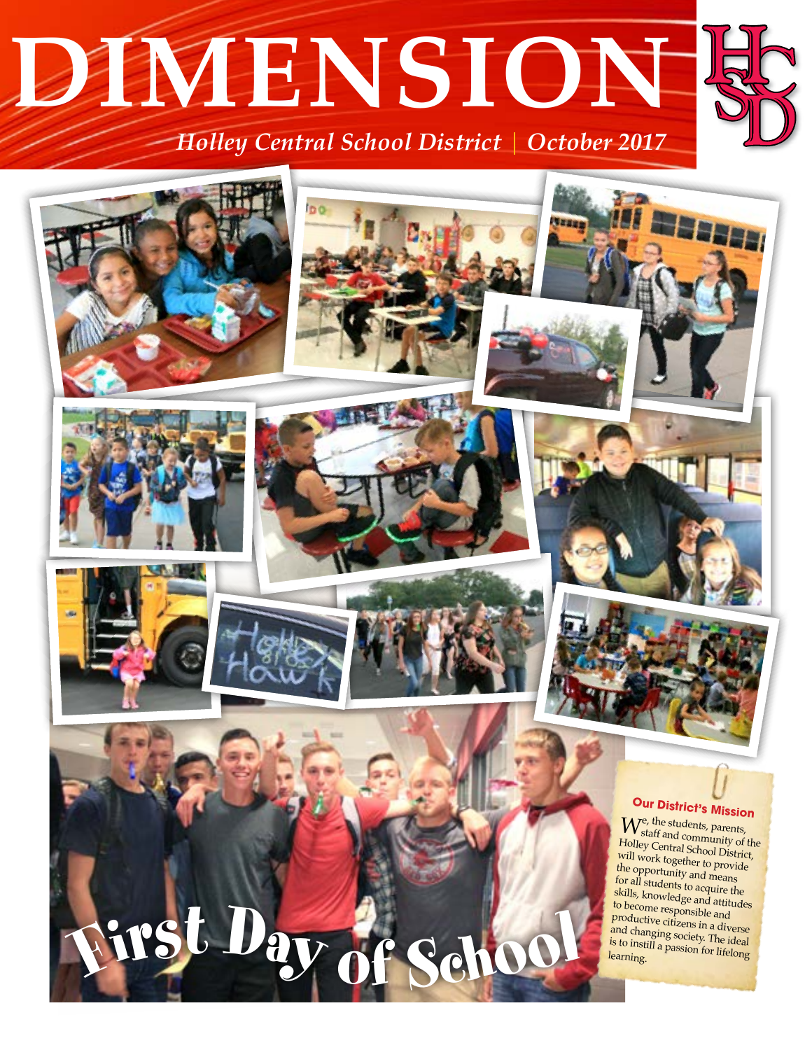# DIMENSION

*Holley Central School District | October 2017*

## First Day of School

### Our District's Mission

We, the students, parents, staff and community of the Holley Central School District, will work together to provide the opportunity and means for all students to acquire the skills, knowledge and attitudes to become responsible and productive citizens in a diverse and changing society. The ideal is to instill a passion for lifelong learning.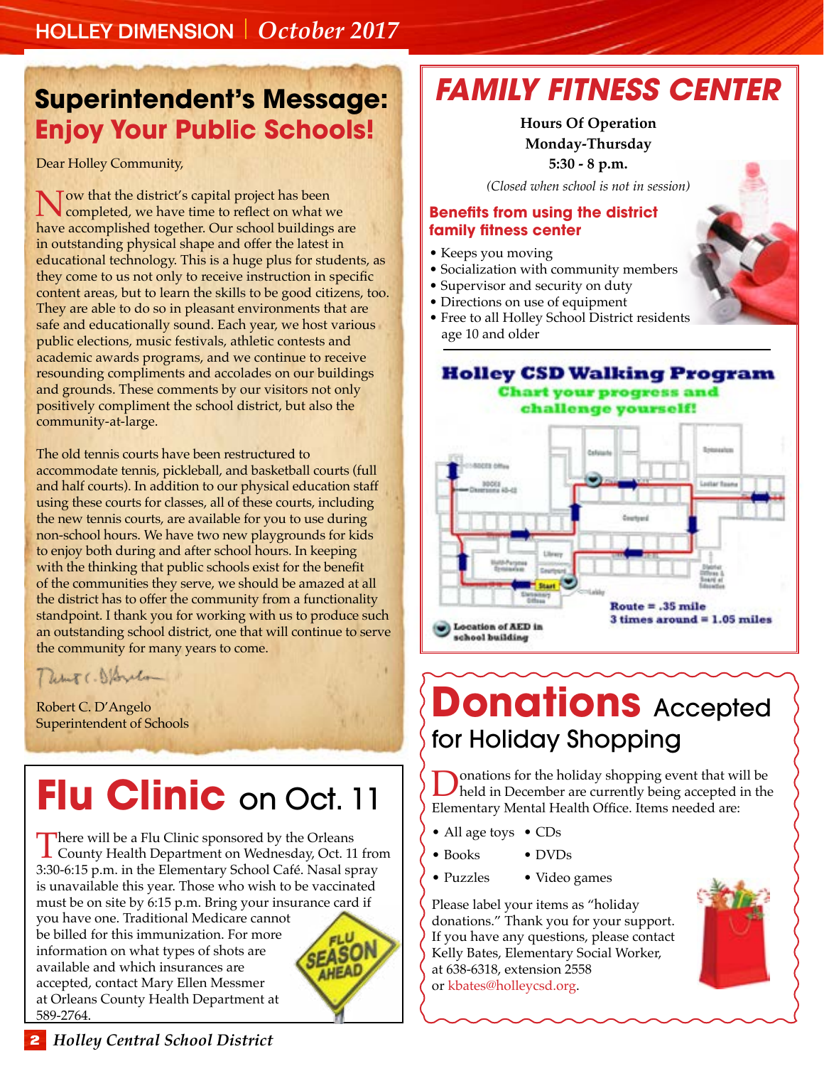## Superintendent's Message: Enjoy Your Public Schools!

Dear Holley Community,

Now that the district's capital project has been completed, we have time to reflect on what we have accomplished together. Our school buildings are in outstanding physical shape and offer the latest in educational technology. This is a huge plus for students, as they come to us not only to receive instruction in specific content areas, but to learn the skills to be good citizens, too. They are able to do so in pleasant environments that are safe and educationally sound. Each year, we host various public elections, music festivals, athletic contests and academic awards programs, and we continue to receive resounding compliments and accolades on our buildings and grounds. These comments by our visitors not only positively compliment the school district, but also the community-at-large.

The old tennis courts have been restructured to accommodate tennis, pickleball, and basketball courts (full and half courts). In addition to our physical education staff using these courts for classes, all of these courts, including the new tennis courts, are available for you to use during non-school hours. We have two new playgrounds for kids to enjoy both during and after school hours. In keeping with the thinking that public schools exist for the benefit of the communities they serve, we should be amazed at all the district has to offer the community from a functionality standpoint. I thank you for working with us to produce such an outstanding school district, one that will continue to serve the community for many years to come.

Robert C. D'Angelo
Superintendent of Schools

## Flu Clinic on Oct. 11

There will be a Flu Clinic sponsored by the Orleans County Health Department on Wednesday, Oct. 11 from 3:30-6:15 p.m. in the Elementary School Café. Nasal spray is unavailable this year. Those who wish to be vaccinated must be on site by 6:15 p.m. Bring your insurance card if you have one. Traditional Medicare cannot be billed for this immunization. For more information on what types of shots are available and which insurances are accepted, contact Mary Ellen Messmer at Orleans County Health Department at 589-2764.

## FAMILY FITNESS CENTER

**Hours Of Operation**
**Monday-Thursday**
**5:30 - 8 p.m.**

*(Closed when school is not in session)*

### Benefits from using the district family fitness center

- Keeps you moving
- Socialization with community members
- Supervisor and security on duty
- Directions on use of equipment
- Free to all Holley School District residents age 10 and older

### Holley CSD Walking Program

**Chart your progress and challenge yourself!**

Route = .35 mile
3 times around = 1.05 miles

Location of AED in school building

## Donations Accepted for Holiday Shopping

Donations for the holiday shopping event that will be held in December are currently being accepted in the Elementary Mental Health Office. Items needed are:

- All age toys
- Books
- Puzzles
- CDs
- DVDs
- Video games

Please label your items as "holiday donations." Thank you for your support. If you have any questions, please contact Kelly Bates, Elementary Social Worker, at 638-6318, extension 2558 or kbates@holleycsd.org.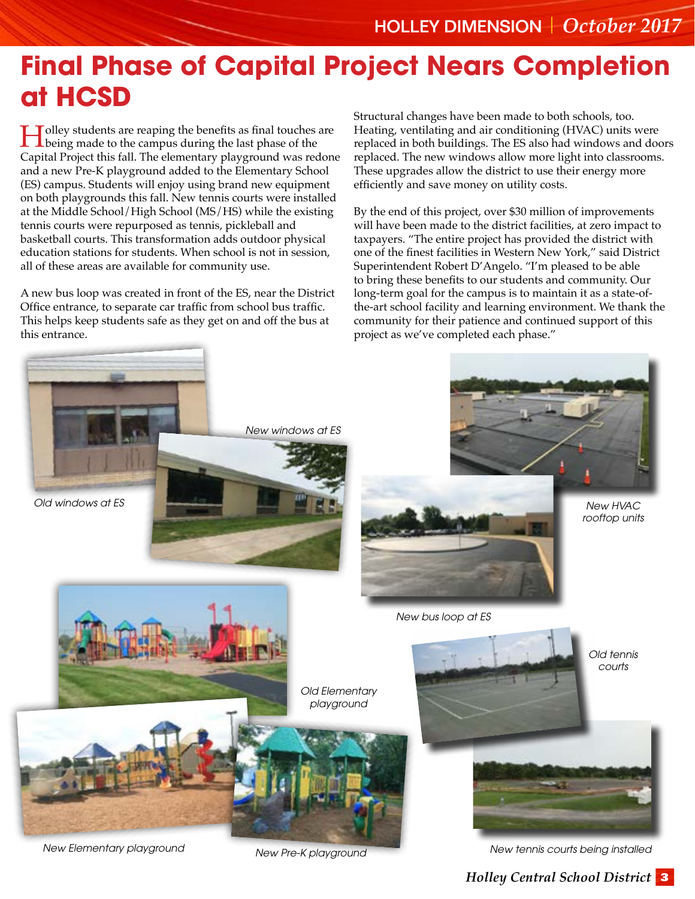# Final Phase of Capital Project Nears Completion at HCSD

Holley students are reaping the benefits as final touches are being made to the campus during the last phase of the Capital Project this fall. The elementary playground was redone and a new Pre-K playground added to the Elementary School (ES) campus. Students will enjoy using brand new equipment on both playgrounds this fall. New tennis courts were installed at the Middle School/High School (MS/HS) while the existing tennis courts were repurposed as tennis, pickleball and basketball courts. This transformation adds outdoor physical education stations for students. When school is not in session, all of these areas are available for community use.

A new bus loop was created in front of the ES, near the District Office entrance, to separate car traffic from school bus traffic. This helps keep students safe as they get on and off the bus at this entrance.

Structural changes have been made to both schools, too. Heating, ventilating and air conditioning (HVAC) units were replaced in both buildings. The ES also had windows and doors replaced. The new windows allow more light into classrooms. These upgrades allow the district to use their energy more efficiently and save money on utility costs.

By the end of this project, over $30 million of improvements will have been made to the district facilities, at zero impact to taxpayers. "The entire project has provided the district with one of the finest facilities in Western New York," said District Superintendent Robert D'Angelo. "I'm pleased to be able to bring these benefits to our students and community. Our long-term goal for the campus is to maintain it as a state-of-the-art school facility and learning environment. We thank the community for their patience and continued support of this project as we've completed each phase."

*Old windows at ES*

*New windows at ES*

*New HVAC rooftop units*

*New bus loop at ES*

*Old Elementary playground*

*Old tennis courts*

*New Elementary playground*

*New Pre-K playground*

*New tennis courts being installed*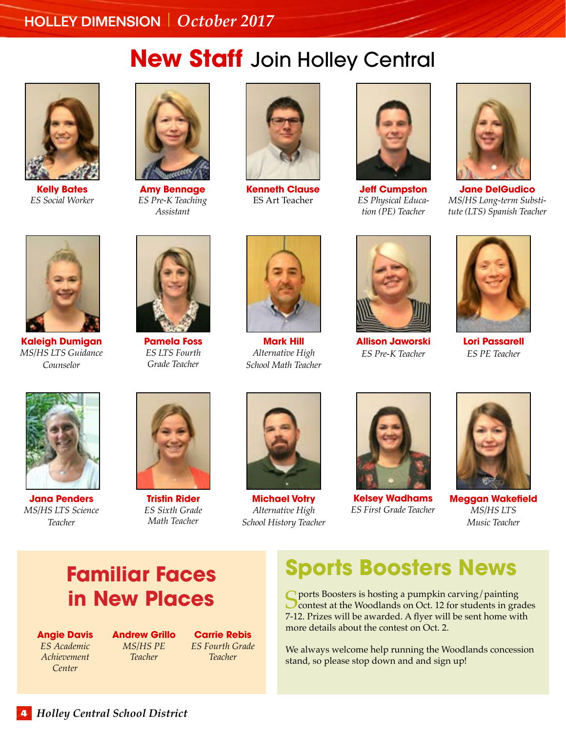# New Staff Join Holley Central

**Kelly Bates**
*ES Social Worker*

**Amy Bennage**
*ES Pre-K Teaching Assistant*

**Kenneth Clause**
ES Art Teacher

**Jeff Cumpston**
*ES Physical Education (PE) Teacher*

**Jane DelGudico**
*MS/HS Long-term Substitute (LTS) Spanish Teacher*

**Kaleigh Dumigan**
*MS/HS LTS Guidance Counselor*

**Pamela Foss**
*ES LTS Fourth Grade Teacher*

**Mark Hill**
*Alternative High School Math Teacher*

**Allison Jaworski**
*ES Pre-K Teacher*

**Lori Passarell**
*ES PE Teacher*

**Jana Penders**
*MS/HS LTS Science Teacher*

**Tristin Rider**
*ES Sixth Grade Math Teacher*

**Michael Votry**
*Alternative High School History Teacher*

**Kelsey Wadhams**
*ES First Grade Teacher*

**Meggan Wakefield**
*MS/HS LTS Music Teacher*

## Familiar Faces in New Places

**Angie Davis**
*ES Academic Achievement Center*

**Andrew Grillo**
*MS/HS PE Teacher*

**Carrie Rebis**
*ES Fourth Grade Teacher*

## Sports Boosters News

Sports Boosters is hosting a pumpkin carving/painting contest at the Woodlands on Oct. 12 for students in grades 7-12. Prizes will be awarded. A flyer will be sent home with more details about the contest on Oct. 2.

We always welcome help running the Woodlands concession stand, so please stop down and sign up!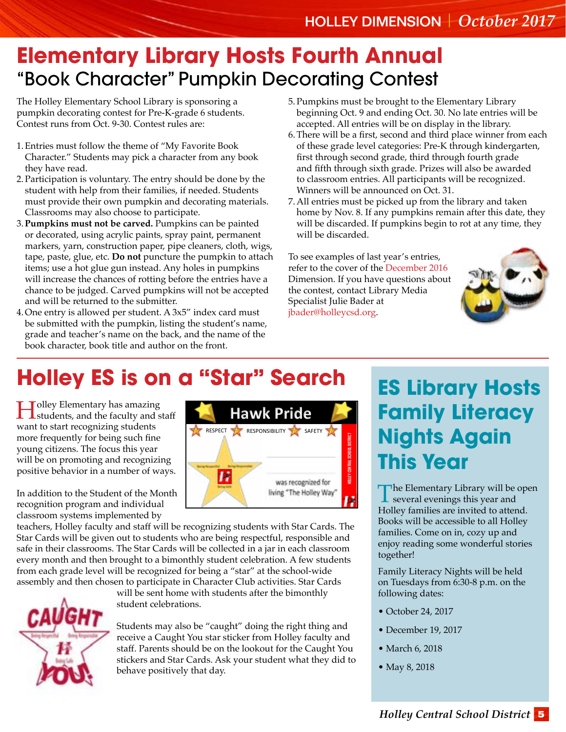# Elementary Library Hosts Fourth Annual "Book Character" Pumpkin Decorating Contest

The Holley Elementary School Library is sponsoring a pumpkin decorating contest for Pre-K-grade 6 students. Contest runs from Oct. 9-30. Contest rules are:

1. Entries must follow the theme of "My Favorite Book Character." Students may pick a character from any book they have read.
2. Participation is voluntary. The entry should be done by the student with help from their families, if needed. Students must provide their own pumpkin and decorating materials. Classrooms may also choose to participate.
3. **Pumpkins must not be carved.** Pumpkins can be painted or decorated, using acrylic paints, spray paint, permanent markers, yarn, construction paper, pipe cleaners, cloth, wigs, tape, paste, glue, etc. **Do not** puncture the pumpkin to attach items; use a hot glue gun instead. Any holes in pumpkins will increase the chances of rotting before the entries have a chance to be judged. Carved pumpkins will not be accepted and will be returned to the submitter.
4. One entry is allowed per student. A 3x5" index card must be submitted with the pumpkin, listing the student's name, grade and teacher's name on the back, and the name of the book character, book title and author on the front.
5. Pumpkins must be brought to the Elementary Library beginning Oct. 9 and ending Oct. 30. No late entries will be accepted. All entries will be on display in the library.
6. There will be a first, second and third place winner from each of these grade level categories: Pre-K through kindergarten, first through second grade, third through fourth grade and fifth through sixth grade. Prizes will also be awarded to classroom entries. All participants will be recognized. Winners will be announced on Oct. 31.
7. All entries must be picked up from the library and taken home by Nov. 8. If any pumpkins remain after this date, they will be discarded. If pumpkins begin to rot at any time, they will be discarded.

To see examples of last year's entries, refer to the cover of the December 2016 Dimension. If you have questions about the contest, contact Library Media Specialist Julie Bader at jbader@holleycsd.org.

# Holley ES is on a "Star" Search

Holley Elementary has amazing students, and the faculty and staff want to start recognizing students more frequently for being such fine young citizens. The focus this year will be on promoting and recognizing positive behavior in a number of ways.

In addition to the Student of the Month recognition program and individual classroom systems implemented by teachers, Holley faculty and staff will be recognizing students with Star Cards. The Star Cards will be given out to students who are being respectful, responsible and safe in their classrooms. The Star Cards will be collected in a jar in each classroom every month and then brought to a bimonthly student celebration. A few students from each grade level will be recognized for being a "star" at the school-wide assembly and then chosen to participate in Character Club activities. Star Cards will be sent home with students after the bimonthly student celebrations.

Students may also be "caught" doing the right thing and receive a Caught You star sticker from Holley faculty and staff. Parents should be on the lookout for the Caught You stickers and Star Cards. Ask your student what they did to behave positively that day.

# ES Library Hosts Family Literacy Nights Again This Year

The Elementary Library will be open several evenings this year and Holley families are invited to attend. Books will be accessible to all Holley families. Come on in, cozy up and enjoy reading some wonderful stories together!

Family Literacy Nights will be held on Tuesdays from 6:30-8 p.m. on the following dates:

- October 24, 2017
- December 19, 2017
- March 6, 2018
- May 8, 2018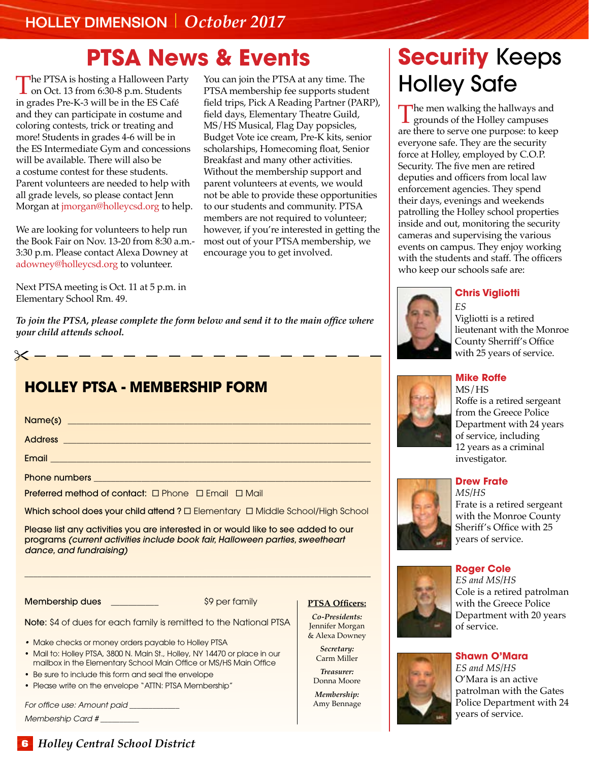# PTSA News & Events

The PTSA is hosting a Halloween Party on Oct. 13 from 6:30-8 p.m. Students in grades Pre-K-3 will be in the ES Café and they can participate in costume and coloring contests, trick or treating and more! Students in grades 4-6 will be in the ES Intermediate Gym and concessions will be available. There will also be a costume contest for these students. Parent volunteers are needed to help with all grade levels, so please contact Jenn Morgan at jmorgan@holleycsd.org to help.

We are looking for volunteers to help run the Book Fair on Nov. 13-20 from 8:30 a.m.-3:30 p.m. Please contact Alexa Downey at adowney@holleycsd.org to volunteer.

Next PTSA meeting is Oct. 11 at 5 p.m. in Elementary School Rm. 49.

You can join the PTSA at any time. The PTSA membership fee supports student field trips, Pick A Reading Partner (PARP), field days, Elementary Theatre Guild, MS/HS Musical, Flag Day popsicles, Budget Vote ice cream, Pre-K kits, senior scholarships, Homecoming float, Senior Breakfast and many other activities. Without the membership support and parent volunteers at events, we would not be able to provide these opportunities to our students and community. PTSA members are not required to volunteer; however, if you're interested in getting the most out of your PTSA membership, we encourage you to get involved.

***To join the PTSA, please complete the form below and send it to the main office where your child attends school.***

## HOLLEY PTSA - MEMBERSHIP FORM

Name(s) ______________________________

Address ______________________________

Email ______________________________

Phone numbers ______________________________

Preferred method of contact: ☐ Phone ☐ Email ☐ Mail

Which school does your child attend ? ☐ Elementary ☐ Middle School/High School

Please list any activities you are interested in or would like to see added to our programs *(current activities include book fair, Halloween parties, sweetheart dance, and fundraising)*

______________________________

Membership dues __________ $9 per family

Note: $4 of dues for each family is remitted to the National PTSA

- Make checks or money orders payable to Holley PTSA
- Mail to: Holley PTSA, 3800 N. Main St., Holley, NY 14470 or place in our mailbox in the Elementary School Main Office or MS/HS Main Office
- Be sure to include this form and seal the envelope
- Please write on the envelope "ATTN: PTSA Membership"

*For office use: Amount paid* __________

*Membership Card #* __________

**PTSA Officers:**

*Co-Presidents:* Jennifer Morgan & Alexa Downey

*Secretary:* Carm Miller

*Treasurer:* Donna Moore

*Membership:* Amy Bennage

# Security Keeps Holley Safe

The men walking the hallways and grounds of the Holley campuses are there to serve one purpose: to keep everyone safe. They are the security force at Holley, employed by C.O.P. Security. The five men are retired deputies and officers from local law enforcement agencies. They spend their days, evenings and weekends patrolling the Holley school properties inside and out, monitoring the security cameras and supervising the various events on campus. They enjoy working with the students and staff. The officers who keep our schools safe are:

**Chris Vigliotti**
*ES*
Vigliotti is a retired lieutenant with the Monroe County Sherriff's Office with 25 years of service.

**Mike Roffe**
MS/HS
Roffe is a retired sergeant from the Greece Police Department with 24 years of service, including 12 years as a criminal investigator.

**Drew Frate**
*MS/HS*
Frate is a retired sergeant with the Monroe County Sheriff's Office with 25 years of service.

**Roger Cole**
*ES and MS/HS*
Cole is a retired patrolman with the Greece Police Department with 20 years of service.

**Shawn O'Mara**
*ES and MS/HS*
O'Mara is an active patrolman with the Gates Police Department with 24 years of service.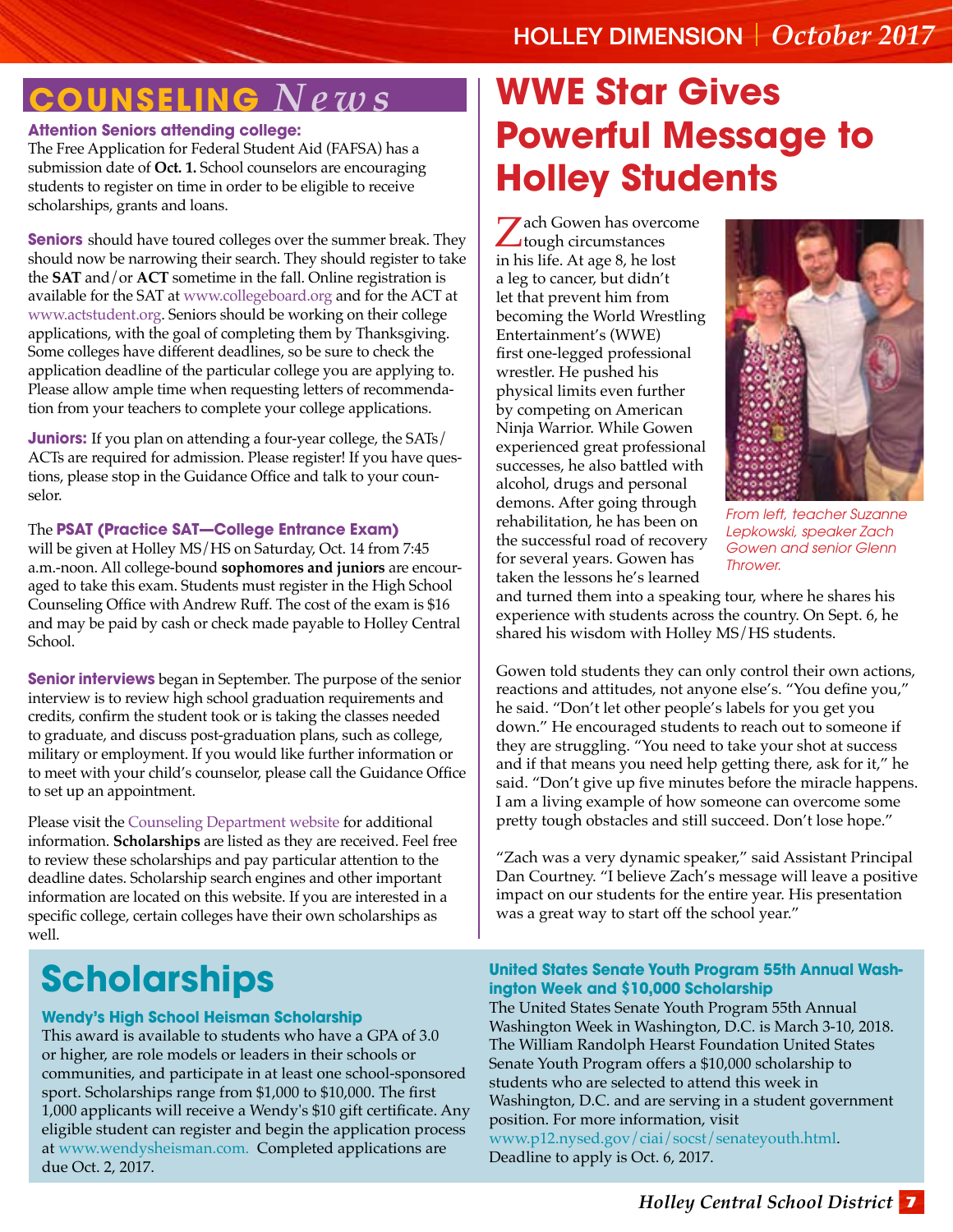## COUNSELING *News*

**Attention Seniors attending college:**
The Free Application for Federal Student Aid (FAFSA) has a submission date of **Oct. 1.** School counselors are encouraging students to register on time in order to be eligible to receive scholarships, grants and loans.

**Seniors** should have toured colleges over the summer break. They should now be narrowing their search. They should register to take the **SAT** and/or **ACT** sometime in the fall. Online registration is available for the SAT at www.collegeboard.org and for the ACT at www.actstudent.org. Seniors should be working on their college applications, with the goal of completing them by Thanksgiving. Some colleges have different deadlines, so be sure to check the application deadline of the particular college you are applying to. Please allow ample time when requesting letters of recommendation from your teachers to complete your college applications.

**Juniors:** If you plan on attending a four-year college, the SATs/ACTs are required for admission. Please register! If you have questions, please stop in the Guidance Office and talk to your counselor.

The **PSAT (Practice SAT—College Entrance Exam)** will be given at Holley MS/HS on Saturday, Oct. 14 from 7:45 a.m.-noon. All college-bound **sophomores and juniors** are encouraged to take this exam. Students must register in the High School Counseling Office with Andrew Ruff. The cost of the exam is $16 and may be paid by cash or check made payable to Holley Central School.

**Senior interviews** began in September. The purpose of the senior interview is to review high school graduation requirements and credits, confirm the student took or is taking the classes needed to graduate, and discuss post-graduation plans, such as college, military or employment. If you would like further information or to meet with your child's counselor, please call the Guidance Office to set up an appointment.

Please visit the Counseling Department website for additional information. **Scholarships** are listed as they are received. Feel free to review these scholarships and pay particular attention to the deadline dates. Scholarship search engines and other important information are located on this website. If you are interested in a specific college, certain colleges have their own scholarships as well.

# WWE Star Gives Powerful Message to Holley Students

Zach Gowen has overcome tough circumstances in his life. At age 8, he lost a leg to cancer, but didn't let that prevent him from becoming the World Wrestling Entertainment's (WWE) first one-legged professional wrestler. He pushed his physical limits even further by competing on American Ninja Warrior. While Gowen experienced great professional successes, he also battled with alcohol, drugs and personal demons. After going through rehabilitation, he has been on the successful road of recovery for several years. Gowen has taken the lessons he's learned and turned them into a speaking tour, where he shares his experience with students across the country. On Sept. 6, he shared his wisdom with Holley MS/HS students.

*From left, teacher Suzanne Lepkowski, speaker Zach Gowen and senior Glenn Thrower.*

Gowen told students they can only control their own actions, reactions and attitudes, not anyone else's. "You define you," he said. "Don't let other people's labels for you get you down." He encouraged students to reach out to someone if they are struggling. "You need to take your shot at success and if that means you need help getting there, ask for it," he said. "Don't give up five minutes before the miracle happens. I am a living example of how someone can overcome some pretty tough obstacles and still succeed. Don't lose hope."

"Zach was a very dynamic speaker," said Assistant Principal Dan Courtney. "I believe Zach's message will leave a positive impact on our students for the entire year. His presentation was a great way to start off the school year."

# Scholarships

### Wendy's High School Heisman Scholarship

This award is available to students who have a GPA of 3.0 or higher, are role models or leaders in their schools or communities, and participate in at least one school-sponsored sport. Scholarships range from $1,000 to $10,000. The first 1,000 applicants will receive a Wendy's $10 gift certificate. Any eligible student can register and begin the application process at www.wendysheisman.com. Completed applications are due Oct. 2, 2017.

### United States Senate Youth Program 55th Annual Washington Week and $10,000 Scholarship

The United States Senate Youth Program 55th Annual Washington Week in Washington, D.C. is March 3-10, 2018. The William Randolph Hearst Foundation United States Senate Youth Program offers a $10,000 scholarship to students who are selected to attend this week in Washington, D.C. and are serving in a student government position. For more information, visit www.p12.nysed.gov/ciai/socst/senateyouth.html. Deadline to apply is Oct. 6, 2017.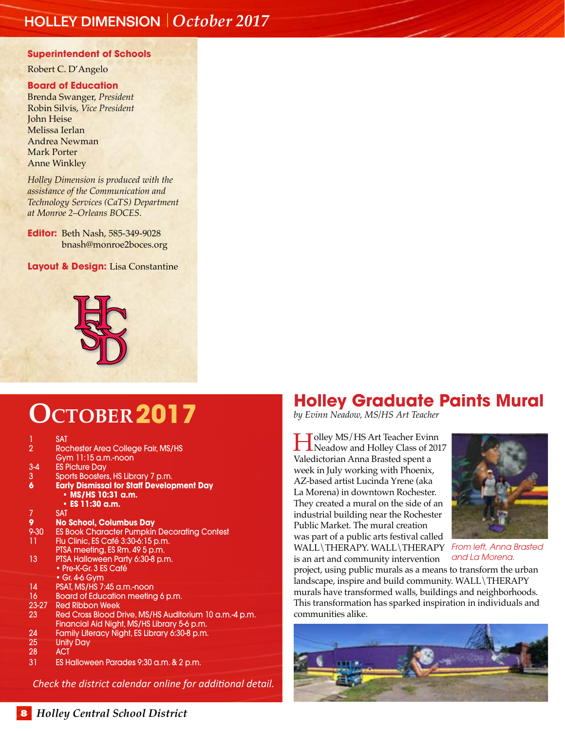**Superintendent of Schools**
Robert C. D'Angelo

**Board of Education**
Brenda Swanger, *President*
Robin Silvis, *Vice President*
John Heise
Melissa Ierlan
Andrea Newman
Mark Porter
Anne Winkley

*Holley Dimension is produced with the assistance of the Communication and Technology Services (CaTS) Department at Monroe 2–Orleans BOCES.*

**Editor:** Beth Nash, 585-349-9028
bnash@monroe2boces.org

**Layout & Design:** Lisa Constantine

# October 2017

| | |
|---|---|
| 1 | SAT |
| 2 | Rochester Area College Fair, MS/HS Gym 11:15 a.m.-noon |
| 3-4 | ES Picture Day |
| 3 | Sports Boosters, HS Library 7 p.m. |
| **6** | **Early Dismissal for Staff Development Day** <br> **• MS/HS 10:31 a.m.** <br> **• ES 11:30 a.m.** |
| 7 | SAT |
| **9** | **No School, Columbus Day** |
| 9-30 | ES Book Character Pumpkin Decorating Contest |
| 11 | Flu Clinic, ES Café 3:30-6:15 p.m. <br> PTSA meeting, ES Rm. 49 5 p.m. |
| 13 | PTSA Halloween Party 6:30-8 p.m. <br> • Pre-K-Gr. 3 ES Café <br> • Gr. 4-6 Gym |
| 14 | PSAT, MS/HS 7:45 a.m.-noon |
| 16 | Board of Education meeting 6 p.m. |
| 23-27 | Red Ribbon Week |
| 23 | Red Cross Blood Drive, MS/HS Auditorium 10 a.m.-4 p.m. <br> Financial Aid Night, MS/HS Library 5-6 p.m. |
| 24 | Family Literacy Night, ES Library 6:30-8 p.m. |
| 25 | Unity Day |
| 28 | ACT |
| 31 | ES Halloween Parades 9:30 a.m. & 2 p.m. |

*Check the district calendar online for additional detail.*

## Holley Graduate Paints Mural

*by Evinn Neadow, MS/HS Art Teacher*

Holley MS/HS Art Teacher Evinn Neadow and Holley Class of 2017 Valedictorian Anna Brasted spent a week in July working with Phoenix, AZ-based artist Lucinda Yrene (aka La Morena) in downtown Rochester. They created a mural on the side of an industrial building near the Rochester Public Market. The mural creation was part of a public arts festival called WALL\THERAPY. WALL\THERAPY is an art and community intervention project, using public murals as a means to transform the urban landscape, inspire and build community. WALL\THERAPY murals have transformed walls, buildings and neighborhoods. This transformation has sparked inspiration in individuals and communities alike.

*From left, Anna Brasted and La Morena.*